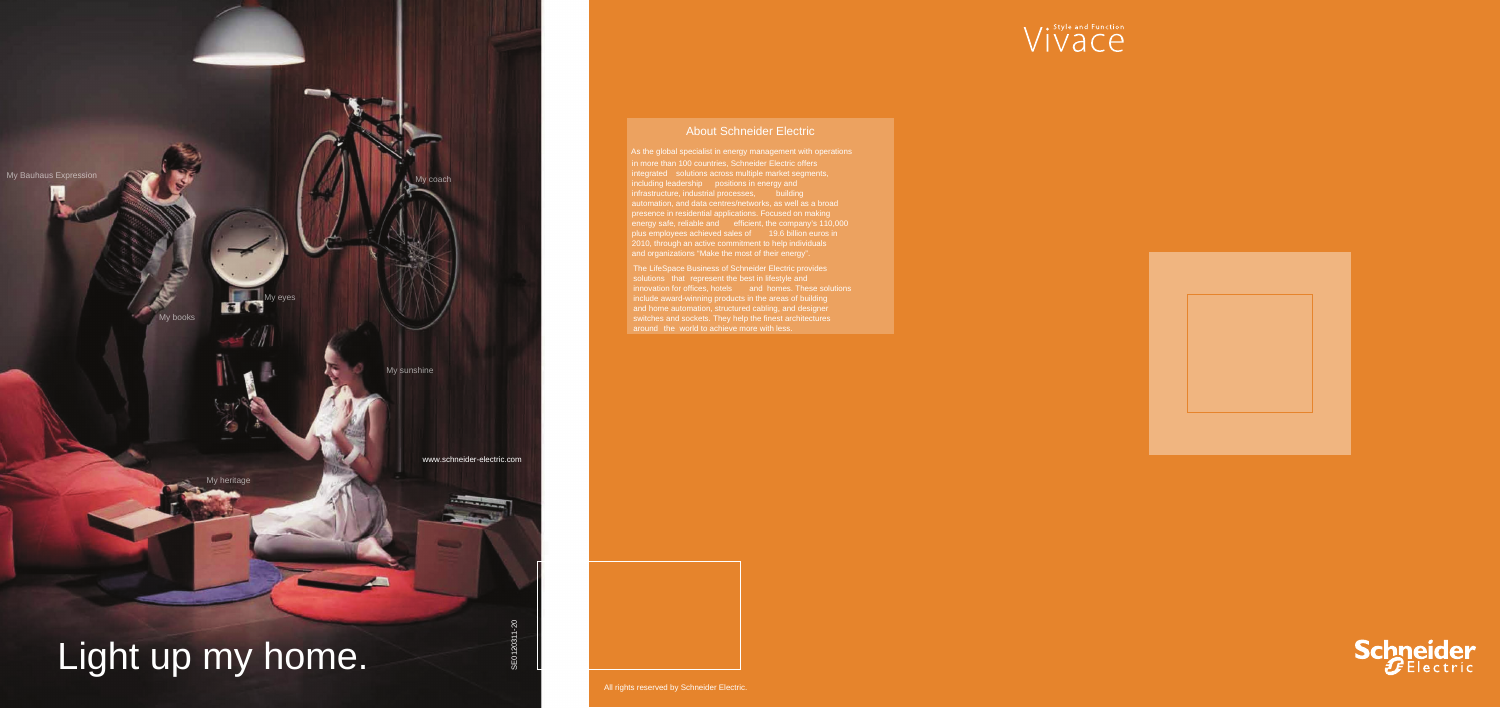# Light up my home.

My Bauhaus Expression

My coach

My eyes

My books

My sunshine

My heritage

www.schneider-electric.com

SE0120311-20

All rights reserved by Schneider Electric.

Vivace Style and Function

## About Schneider Electric

As the global specialist in energy management with operations in more than 100 countries, Schneider Electric offers integrated solutions across multiple market segments, including leadership positions in energy and infrastructure, industrial processes, building automation, and data centres/networks, as well as a broad presence in residential applications. Focused on making energy safe, reliable and efficient, the company's 110,000 plus employees achieved sales of 19.6 billion euros in 2010, through an active commitment to help individuals and organizations "Make the most of their energy".

The LifeSpace Business of Schneider Electric provides solutions that represent the best in lifestyle and innovation for offices, hotels and homes. These solutions include award-winning products in the areas of building and home automation, structured cabling, and designer switches and sockets. They help the finest architectures around the world to achieve more with less.

Schneider Electric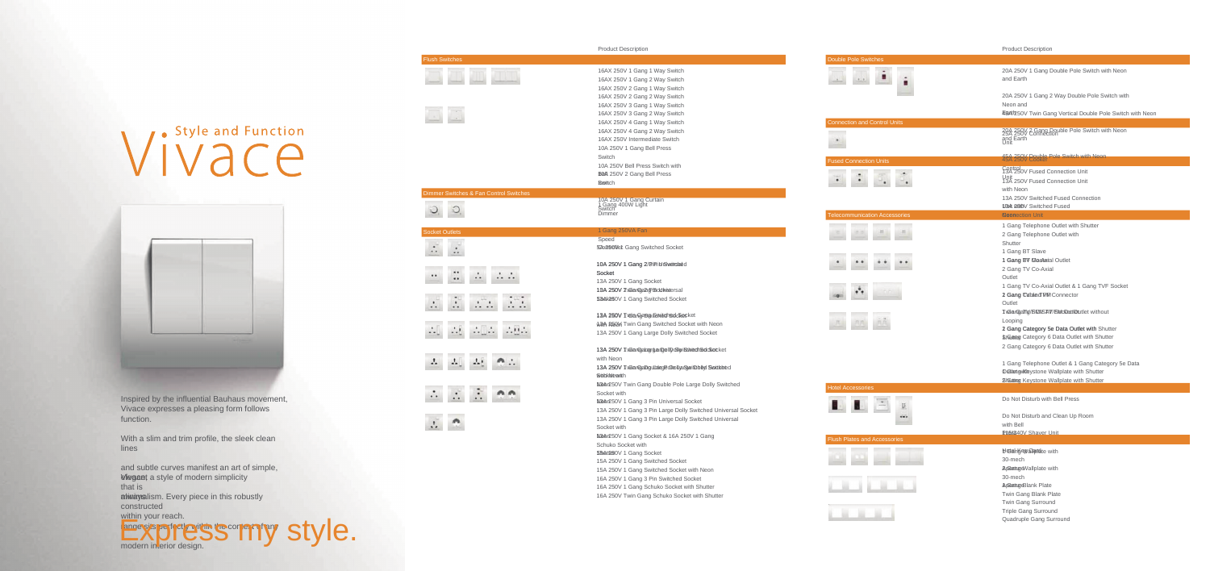# Vivace

Style and Function

Inspired by the influential Bauhaus movement, Vivace expresses a pleasing form follows function.

With a slim and trim profile, the sleek clean lines and subtle curves manifest an art of simple, elegant minimalism. Every piece in this robustly constructed range sits perfectly within the context of any modern interior design. Vogue, a style of modern simplicity that is always within your reach.

Express my style.

| Product Description |
|---|
| **Flush Switches** |
| 16AX 250V 1 Gang 1 Way Switch |
| 16AX 250V 1 Gang 2 Way Switch |
| 16AX 250V 2 Gang 1 Way Switch |
| 16AX 250V 2 Gang 2 Way Switch |
| 16AX 250V 3 Gang 1 Way Switch |
| 16AX 250V 3 Gang 2 Way Switch |
| 16AX 250V 4 Gang 1 Way Switch |
| 16AX 250V 4 Gang 2 Way Switch |
| 16AX 250V Intermediate Switch |
| 10A 250V 1 Gang Bell Press Switch |
| 10A 250V Bell Press Switch with Neon |
| 10A 250V 2 Gang Bell Press Switch |
| **Dimmer Switches & Fan Control Switches** |
| 10A 250V 1 Gang Curtain Switch |
| 1 Gang 400W Light Dimmer |
| 1 Gang 250VA Fan Speed Controller |
| **Socket Outlets** |
| 5A 250V 1 Gang Switched Socket |
| 10A 250V 1 Gang 2 Pin Universal Socket |
| 13A 250V 1 Gang Socket |
| 13A 250V 2 Gang Switched Socket |
| 13A 250V 1 Gang Switched Socket with Neon |
| 13A 250V Twin Gang Switched Socket |
| 13A 250V Twin Gang Switched Socket with Neon |
| 13A 250V 1 Gang Large Dolly Switched Socket |
| 13A 250V 1 Gang Large Dolly Switched Socket with Neon |
| 13A 250V Twin Gang Double Pole Large Dolly Switched Socket |
| 13A 250V Twin Gang Double Pole Large Dolly Switched Socket with Neon |
| 13A 250V 1 Gang 3 Pin Universal Socket |
| 13A 250V 1 Gang 3 Pin Large Dolly Switched Universal Socket |
| 13A 250V 1 Gang 3 Pin Large Dolly Switched Universal Socket with Neon |
| 13A 250V 1 Gang Socket & 16A 250V 1 Gang Schuko Socket with Shutter |
| 15A 250V 1 Gang Socket |
| 15A 250V 1 Gang Switched Socket |
| 15A 250V 1 Gang Switched Socket with Neon |
| 16A 250V 1 Gang 3 Pin Switched Socket |
| 16A 250V 1 Gang Schuko Socket with Shutter |
| 16A 250V Twin Gang Schuko Socket with Shutter |

| Product Description |
|---|
| **Double Pole Switches** |
| 20A 250V 1 Gang Double Pole Switch with Neon and Earth |
| 20A 250V 1 Gang 2 Way Double Pole Switch with Neon and Earth |
| 20A 250V Twin Gang Vertical Double Pole Switch with Neon |
| 20A 250V 2 Gang Double Pole Switch with Neon and Earth |
| **Connection and Control Units** |
| 25A 250V Connection Unit |
| 45A 250V Double Pole Switch with Neon |
| 45A 250V Cooker Control Unit |
| **Fused Connection Units** |
| 13A 250V Fused Connection Unit |
| 13A 250V Fused Connection Unit with Neon |
| 13A 250V Switched Fused Connection Unit |
| 13A 250V Switched Fused Connection Unit with Neon |
| **Telecommunication Accessories** |
| 1 Gang Telephone Outlet with Shutter |
| 2 Gang Telephone Outlet with Shutter |
| 1 Gang BT Slave |
| 1 Gang BT Master |
| 1 Gang TV Co-Axial Outlet |
| 2 Gang TV Co-Axial Outlet |
| 1 Gang TV Co-Axial Outlet & 1 Gang TVF Socket |
| 2 Gang Cable TV Connector Outlet |
| 1 Gang TV/SAT/FM Outlet |
| 1 Gang TV/SAT/FM Outlet without Looping |
| 1 Gang Category 5e Data Outlet with Shutter |
| 2 Gang Category 5e Data Outlet with Shutter |
| 1 Gang Category 6 Data Outlet with Shutter |
| 2 Gang Category 6 Data Outlet with Shutter |
| 1 Gang Telephone Outlet & 1 Gang Category 5e Data Outlet with Shutter |
| 1 Gang Keystone Wallplate with Shutter |
| 2 Gang Keystone Wallplate with Shutter |
| **Hotel Accessories** |
| Do Not Disturb with Bell Press |
| Do Not Disturb and Clean Up Room with Bell Press |
| 115/240V Shaver Unit |
| **Flush Plates and Accessories** |
| 1 Gang Wallplate with 30-mech |
| 2 Gang Wallplate with 30-mech |
| 1 Gang Blank Plate |
| Twin Gang Blank Plate |
| Twin Gang Surround |
| Triple Gang Surround |
| Quadruple Gang Surround |